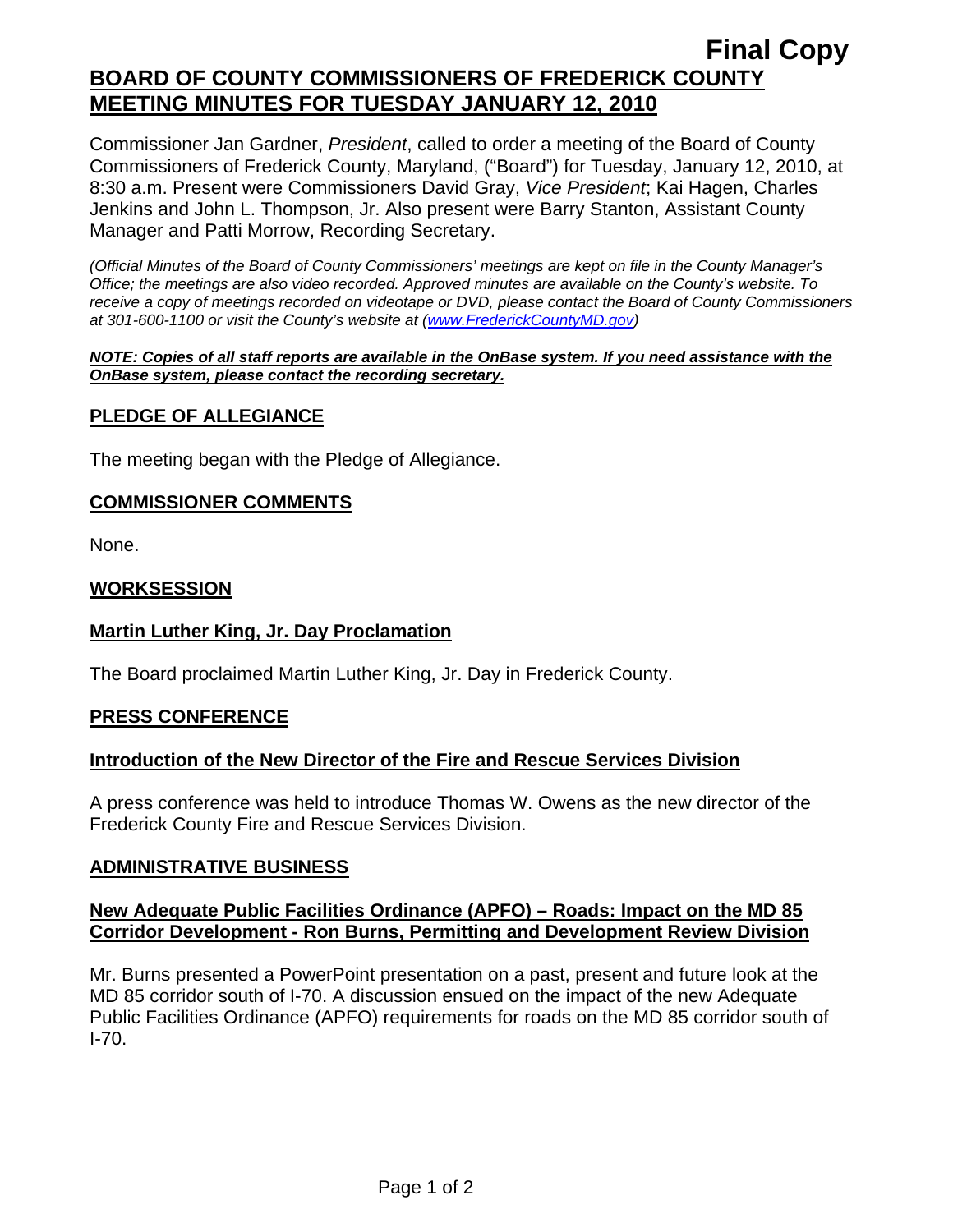**Final Copy**

# BOARD OF COUNTY COMMISSIONERS OF FREDERICK COUNTY MEETING MINUTES FOR TUESDAY JANUARY 12, 2010

Commissioner Jan Gardner, *President*, called to order a meeting of the Board of County Commissioners of Frederick County, Maryland, ("Board") for Tuesday, January 12, 2010, at 8:30 a.m. Present were Commissioners David Gray, *Vice President*; Kai Hagen, Charles Jenkins and John L. Thompson, Jr. Also present were Barry Stanton, Assistant County Manager and Patti Morrow, Recording Secretary.

*(Official Minutes of the Board of County Commissioners' meetings are kept on file in the County Manager's Office; the meetings are also video recorded. Approved minutes are available on the County's website. To receive a copy of meetings recorded on videotape or DVD, please contact the Board of County Commissioners at 301-600-1100 or visit the County's website at (www.FrederickCountyMD.gov)*

***NOTE: Copies of all staff reports are available in the OnBase system. If you need assistance with the OnBase system, please contact the recording secretary.***

## PLEDGE OF ALLEGIANCE

The meeting began with the Pledge of Allegiance.

## COMMISSIONER COMMENTS

None.

## WORKSESSION

### Martin Luther King, Jr. Day Proclamation

The Board proclaimed Martin Luther King, Jr. Day in Frederick County.

## PRESS CONFERENCE

### Introduction of the New Director of the Fire and Rescue Services Division

A press conference was held to introduce Thomas W. Owens as the new director of the Frederick County Fire and Rescue Services Division.

## ADMINISTRATIVE BUSINESS

### New Adequate Public Facilities Ordinance (APFO) – Roads: Impact on the MD 85 Corridor Development - Ron Burns, Permitting and Development Review Division

Mr. Burns presented a PowerPoint presentation on a past, present and future look at the MD 85 corridor south of I-70. A discussion ensued on the impact of the new Adequate Public Facilities Ordinance (APFO) requirements for roads on the MD 85 corridor south of I-70.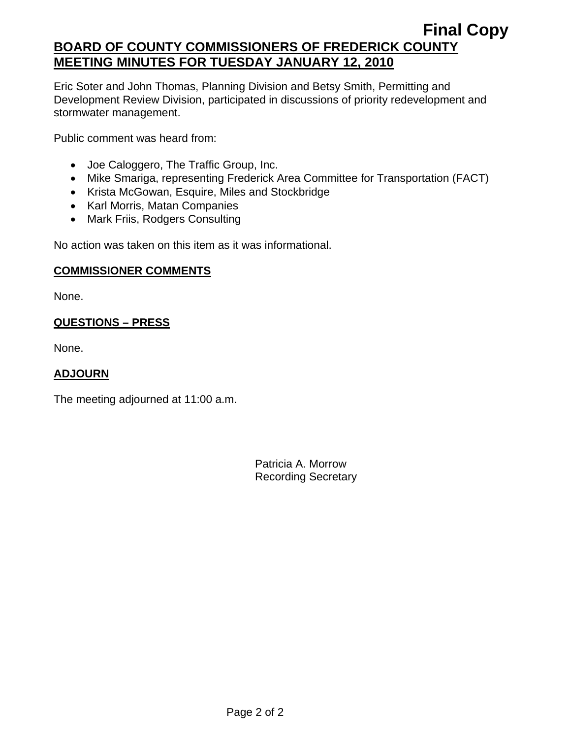Eric Soter and John Thomas, Planning Division and Betsy Smith, Permitting and Development Review Division, participated in discussions of priority redevelopment and stormwater management.

Public comment was heard from:

- Joe Caloggero, The Traffic Group, Inc.
- Mike Smariga, representing Frederick Area Committee for Transportation (FACT)
- Krista McGowan, Esquire, Miles and Stockbridge
- Karl Morris, Matan Companies
- Mark Friis, Rodgers Consulting

No action was taken on this item as it was informational.

## COMMISSIONER COMMENTS

None.

## QUESTIONS – PRESS

None.

## ADJOURN

The meeting adjourned at 11:00 a.m.

Patricia A. Morrow
Recording Secretary